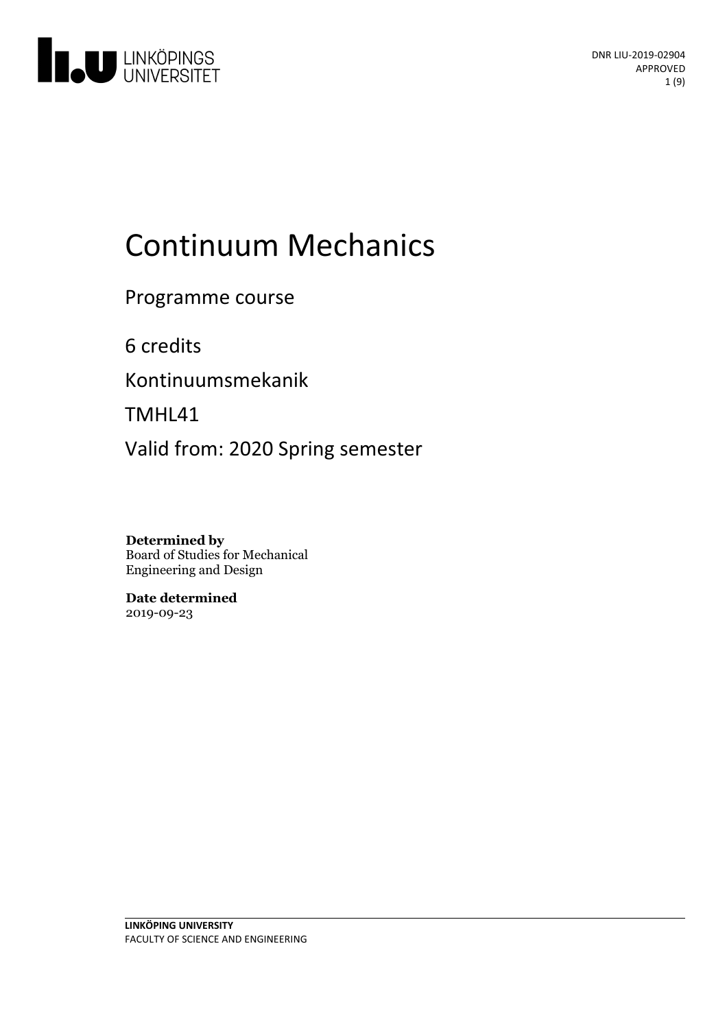DNR LIU-2019-02904
APPROVED

# Continuum Mechanics

Programme course

6 credits

Kontinuumsmekanik

TMHL41

Valid from: 2020 Spring semester

**Determined by**
Board of Studies for Mechanical Engineering and Design

**Date determined**
2019-09-23

**LINKÖPING UNIVERSITY**
FACULTY OF SCIENCE AND ENGINEERING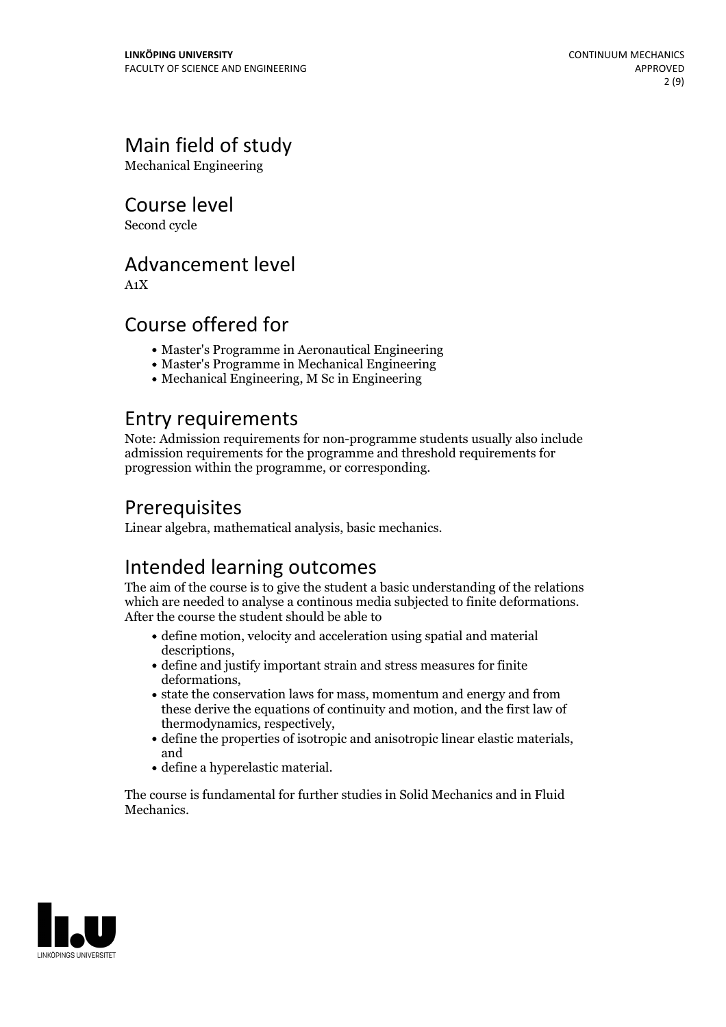## Main field of study

Mechanical Engineering

## Course level

Second cycle

## Advancement level

A1X

## Course offered for

- Master's Programme in Aeronautical Engineering
- Master's Programme in Mechanical Engineering
- Mechanical Engineering, M Sc in Engineering

## Entry requirements

Note: Admission requirements for non-programme students usually also include admission requirements for the programme and threshold requirements for progression within the programme, or corresponding.

## Prerequisites

Linear algebra, mathematical analysis, basic mechanics.

## Intended learning outcomes

The aim of the course is to give the student a basic understanding of the relations which are needed to analyse a continous media subjected to finite deformations. After the course the student should be able to

- define motion, velocity and acceleration using spatial and material descriptions,
- define and justify important strain and stress measures for finite deformations,
- state the conservation laws for mass, momentum and energy and from these derive the equations of continuity and motion, and the first law of thermodynamics, respectively,
- define the properties of isotropic and anisotropic linear elastic materials, and
- define a hyperelastic material.

The course is fundamental for further studies in Solid Mechanics and in Fluid Mechanics.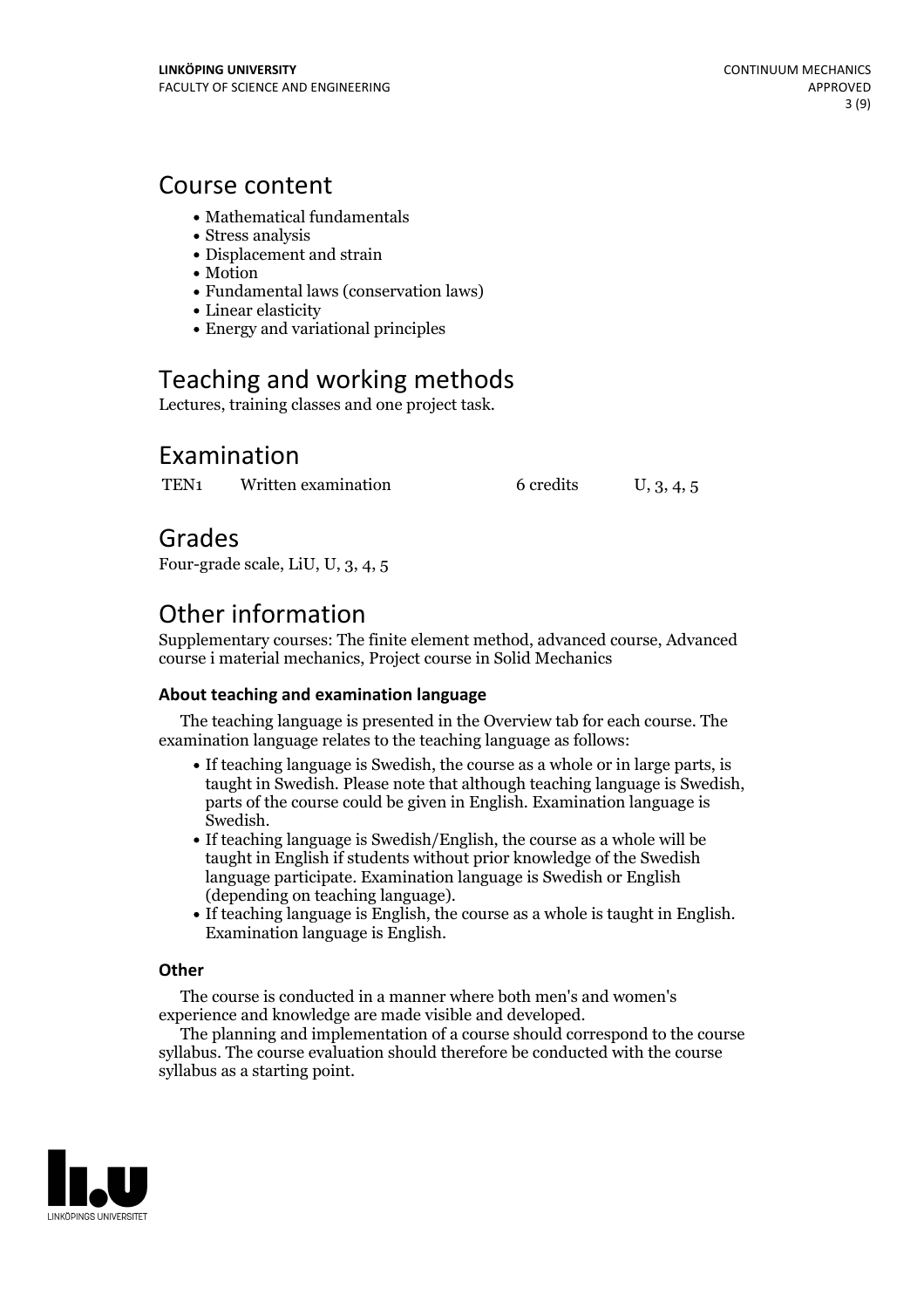# Course content

- Mathematical fundamentals
- Stress analysis
- Displacement and strain
- Motion
- Fundamental laws (conservation laws)
- Linear elasticity
- Energy and variational principles

# Teaching and working methods

Lectures, training classes and one project task.

# Examination

| TEN1 | Written examination | 6 credits | U, 3, 4, 5 |
|---|---|---|---|

# Grades

Four-grade scale, LiU, U, 3, 4, 5

# Other information

Supplementary courses: The finite element method, advanced course, Advanced course i material mechanics, Project course in Solid Mechanics

### About teaching and examination language

The teaching language is presented in the Overview tab for each course. The examination language relates to the teaching language as follows:

- If teaching language is Swedish, the course as a whole or in large parts, is taught in Swedish. Please note that although teaching language is Swedish, parts of the course could be given in English. Examination language is Swedish.
- If teaching language is Swedish/English, the course as a whole will be taught in English if students without prior knowledge of the Swedish language participate. Examination language is Swedish or English (depending on teaching language).
- If teaching language is English, the course as a whole is taught in English. Examination language is English.

### Other

The course is conducted in a manner where both men's and women's experience and knowledge are made visible and developed.

The planning and implementation of a course should correspond to the course syllabus. The course evaluation should therefore be conducted with the course syllabus as a starting point.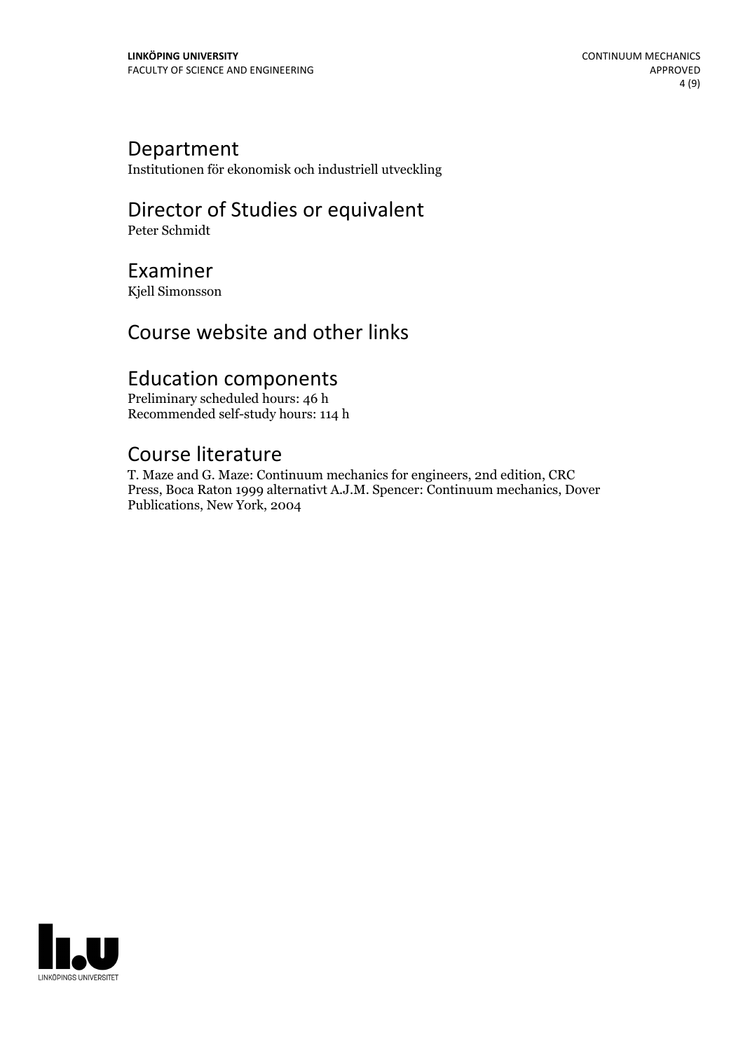## Department

Institutionen för ekonomisk och industriell utveckling

## Director of Studies or equivalent

Peter Schmidt

## Examiner

Kjell Simonsson

## Course website and other links

## Education components

Preliminary scheduled hours: 46 h
Recommended self-study hours: 114 h

## Course literature

T. Maze and G. Maze: Continuum mechanics for engineers, 2nd edition, CRC Press, Boca Raton 1999 alternativt A.J.M. Spencer: Continuum mechanics, Dover Publications, New York, 2004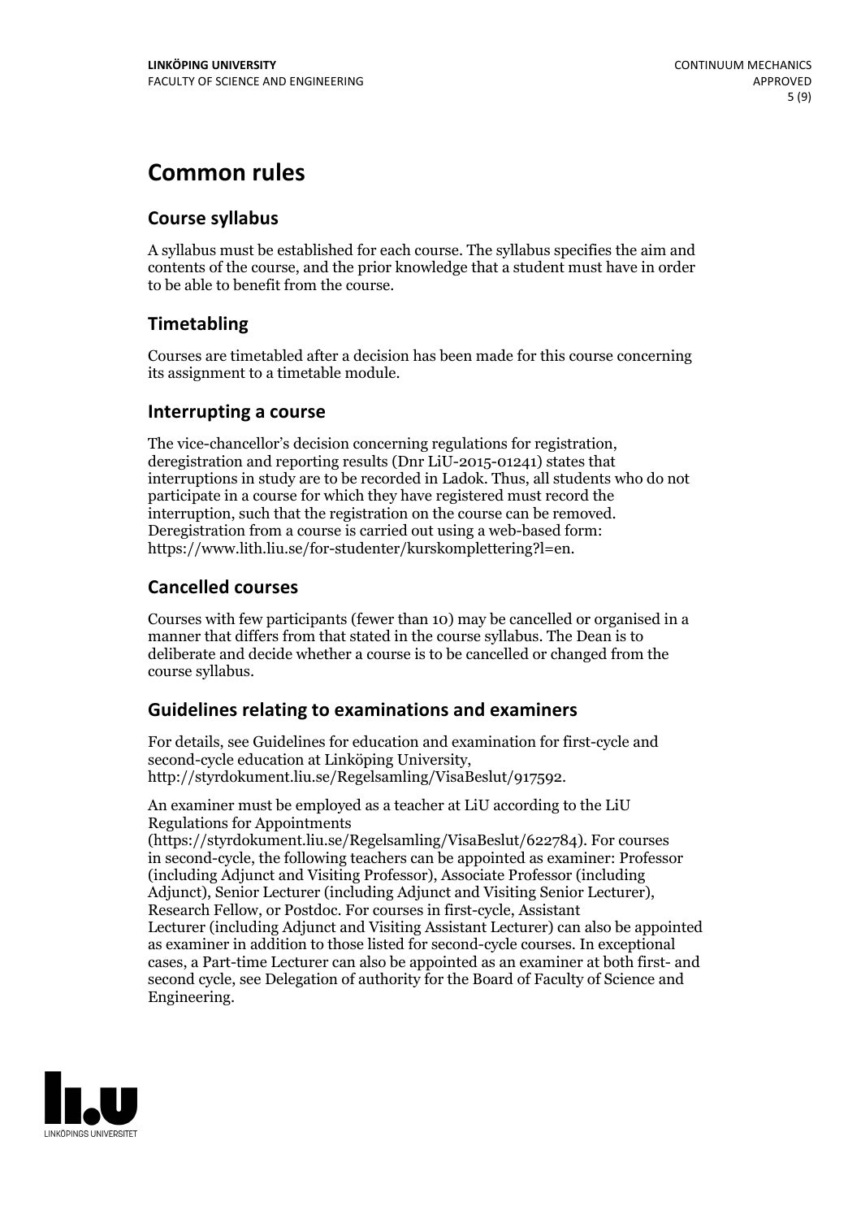# Common rules

## Course syllabus

A syllabus must be established for each course. The syllabus specifies the aim and contents of the course, and the prior knowledge that a student must have in order to be able to benefit from the course.

## Timetabling

Courses are timetabled after a decision has been made for this course concerning its assignment to a timetable module.

## Interrupting a course

The vice-chancellor's decision concerning regulations for registration, deregistration and reporting results (Dnr LiU-2015-01241) states that interruptions in study are to be recorded in Ladok. Thus, all students who do not participate in a course for which they have registered must record the interruption, such that the registration on the course can be removed. Deregistration from a course is carried out using a web-based form: https://www.lith.liu.se/for-studenter/kurskomplettering?l=en.

## Cancelled courses

Courses with few participants (fewer than 10) may be cancelled or organised in a manner that differs from that stated in the course syllabus. The Dean is to deliberate and decide whether a course is to be cancelled or changed from the course syllabus.

## Guidelines relating to examinations and examiners

For details, see Guidelines for education and examination for first-cycle and second-cycle education at Linköping University, http://styrdokument.liu.se/Regelsamling/VisaBeslut/917592.

An examiner must be employed as a teacher at LiU according to the LiU Regulations for Appointments (https://styrdokument.liu.se/Regelsamling/VisaBeslut/622784). For courses in second-cycle, the following teachers can be appointed as examiner: Professor (including Adjunct and Visiting Professor), Associate Professor (including Adjunct), Senior Lecturer (including Adjunct and Visiting Senior Lecturer), Research Fellow, or Postdoc. For courses in first-cycle, Assistant Lecturer (including Adjunct and Visiting Assistant Lecturer) can also be appointed as examiner in addition to those listed for second-cycle courses. In exceptional cases, a Part-time Lecturer can also be appointed as an examiner at both first- and second cycle, see Delegation of authority for the Board of Faculty of Science and Engineering.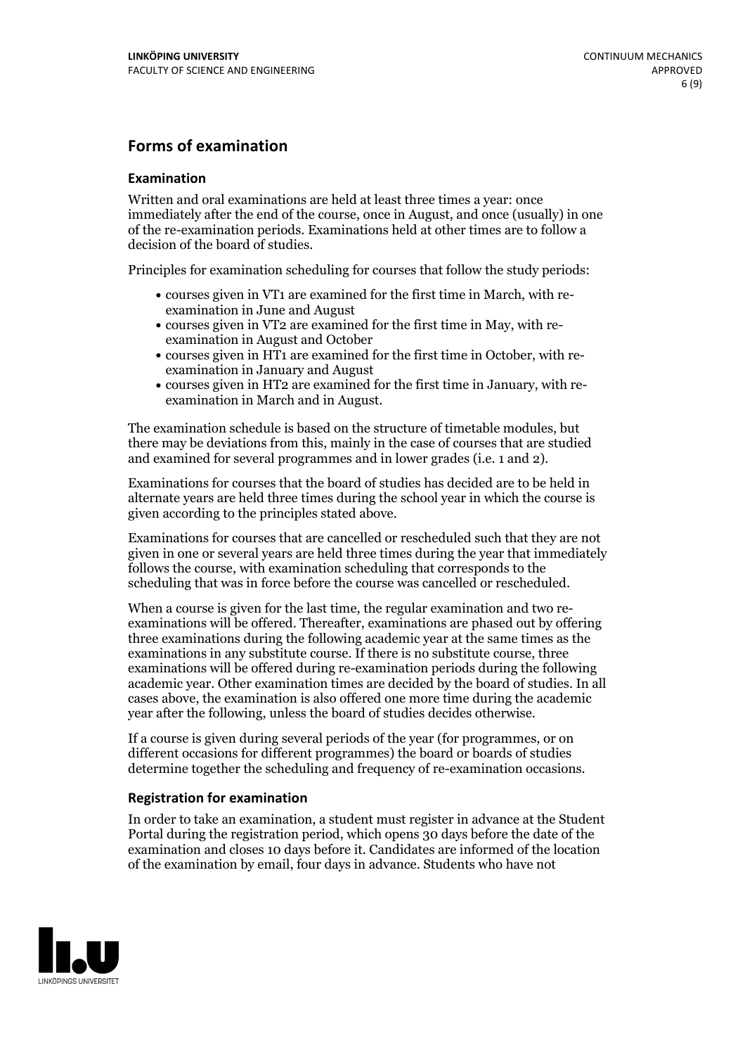## Forms of examination

### Examination

Written and oral examinations are held at least three times a year: once immediately after the end of the course, once in August, and once (usually) in one of the re-examination periods. Examinations held at other times are to follow a decision of the board of studies.

Principles for examination scheduling for courses that follow the study periods:

- courses given in VT1 are examined for the first time in March, with re-examination in June and August
- courses given in VT2 are examined for the first time in May, with re-examination in August and October
- courses given in HT1 are examined for the first time in October, with re-examination in January and August
- courses given in HT2 are examined for the first time in January, with re-examination in March and in August.

The examination schedule is based on the structure of timetable modules, but there may be deviations from this, mainly in the case of courses that are studied and examined for several programmes and in lower grades (i.e. 1 and 2).

Examinations for courses that the board of studies has decided are to be held in alternate years are held three times during the school year in which the course is given according to the principles stated above.

Examinations for courses that are cancelled or rescheduled such that they are not given in one or several years are held three times during the year that immediately follows the course, with examination scheduling that corresponds to the scheduling that was in force before the course was cancelled or rescheduled.

When a course is given for the last time, the regular examination and two re-examinations will be offered. Thereafter, examinations are phased out by offering three examinations during the following academic year at the same times as the examinations in any substitute course. If there is no substitute course, three examinations will be offered during re-examination periods during the following academic year. Other examination times are decided by the board of studies. In all cases above, the examination is also offered one more time during the academic year after the following, unless the board of studies decides otherwise.

If a course is given during several periods of the year (for programmes, or on different occasions for different programmes) the board or boards of studies determine together the scheduling and frequency of re-examination occasions.

### Registration for examination

In order to take an examination, a student must register in advance at the Student Portal during the registration period, which opens 30 days before the date of the examination and closes 10 days before it. Candidates are informed of the location of the examination by email, four days in advance. Students who have not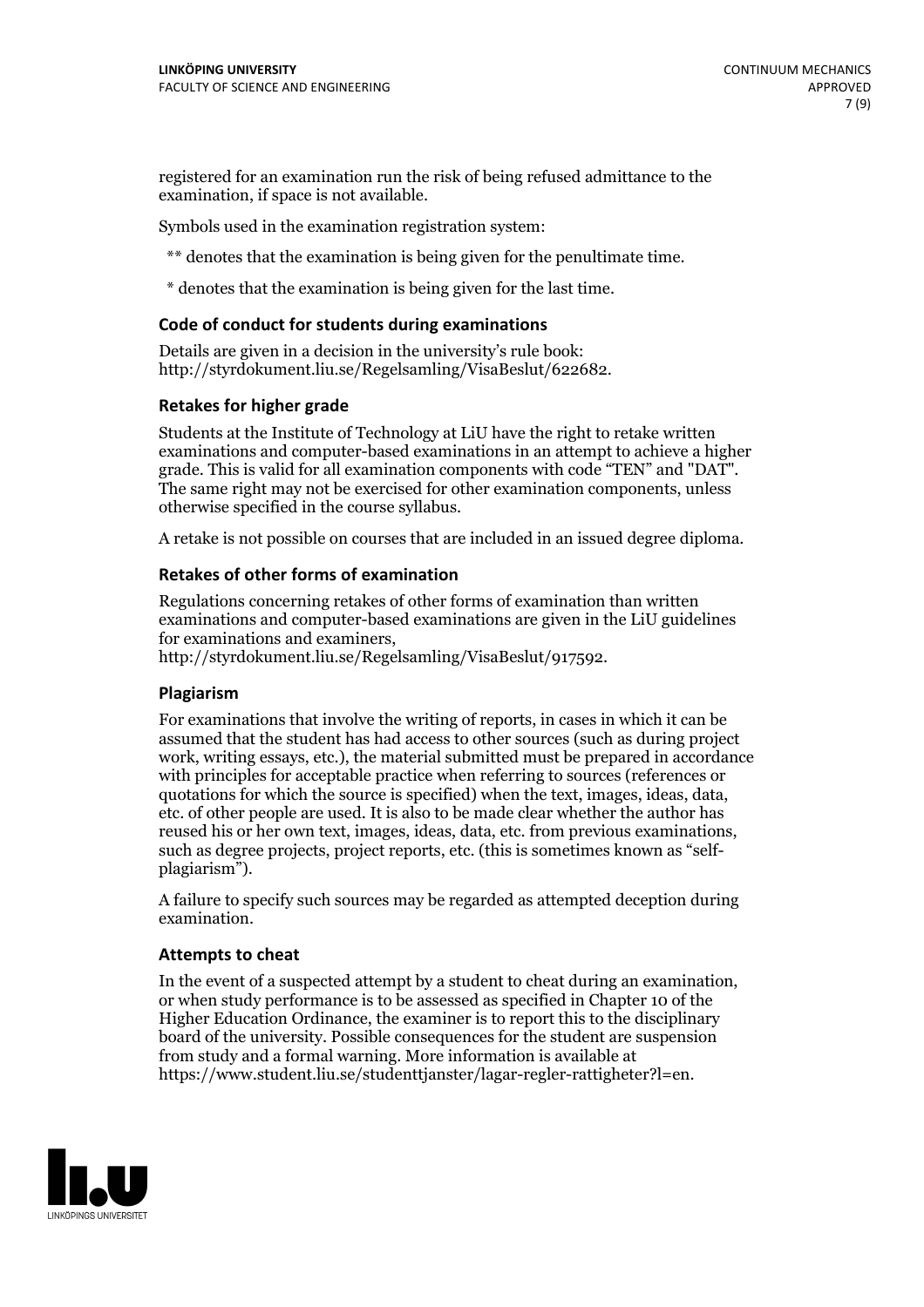registered for an examination run the risk of being refused admittance to the examination, if space is not available.

Symbols used in the examination registration system:

** denotes that the examination is being given for the penultimate time.

* denotes that the examination is being given for the last time.

### Code of conduct for students during examinations

Details are given in a decision in the university's rule book: http://styrdokument.liu.se/Regelsamling/VisaBeslut/622682.

### Retakes for higher grade

Students at the Institute of Technology at LiU have the right to retake written examinations and computer-based examinations in an attempt to achieve a higher grade. This is valid for all examination components with code "TEN" and "DAT". The same right may not be exercised for other examination components, unless otherwise specified in the course syllabus.

A retake is not possible on courses that are included in an issued degree diploma.

### Retakes of other forms of examination

Regulations concerning retakes of other forms of examination than written examinations and computer-based examinations are given in the LiU guidelines for examinations and examiners, http://styrdokument.liu.se/Regelsamling/VisaBeslut/917592.

### Plagiarism

For examinations that involve the writing of reports, in cases in which it can be assumed that the student has had access to other sources (such as during project work, writing essays, etc.), the material submitted must be prepared in accordance with principles for acceptable practice when referring to sources (references or quotations for which the source is specified) when the text, images, ideas, data, etc. of other people are used. It is also to be made clear whether the author has reused his or her own text, images, ideas, data, etc. from previous examinations, such as degree projects, project reports, etc. (this is sometimes known as "self-plagiarism").

A failure to specify such sources may be regarded as attempted deception during examination.

### Attempts to cheat

In the event of a suspected attempt by a student to cheat during an examination, or when study performance is to be assessed as specified in Chapter 10 of the Higher Education Ordinance, the examiner is to report this to the disciplinary board of the university. Possible consequences for the student are suspension from study and a formal warning. More information is available at https://www.student.liu.se/studenttjanster/lagar-regler-rattigheter?l=en.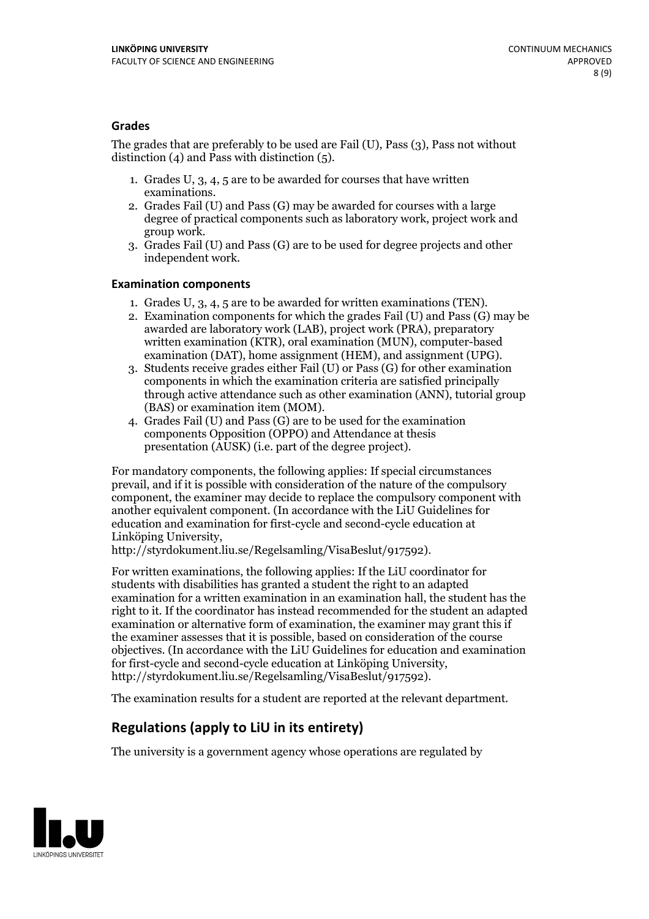### Grades

The grades that are preferably to be used are Fail (U), Pass (3), Pass not without distinction (4) and Pass with distinction (5).

1. Grades U, 3, 4, 5 are to be awarded for courses that have written examinations.
2. Grades Fail (U) and Pass (G) may be awarded for courses with a large degree of practical components such as laboratory work, project work and group work.
3. Grades Fail (U) and Pass (G) are to be used for degree projects and other independent work.

### Examination components

1. Grades U, 3, 4, 5 are to be awarded for written examinations (TEN).
2. Examination components for which the grades Fail (U) and Pass (G) may be awarded are laboratory work (LAB), project work (PRA), preparatory written examination (KTR), oral examination (MUN), computer-based examination (DAT), home assignment (HEM), and assignment (UPG).
3. Students receive grades either Fail (U) or Pass (G) for other examination components in which the examination criteria are satisfied principally through active attendance such as other examination (ANN), tutorial group (BAS) or examination item (MOM).
4. Grades Fail (U) and Pass (G) are to be used for the examination components Opposition (OPPO) and Attendance at thesis presentation (AUSK) (i.e. part of the degree project).

For mandatory components, the following applies: If special circumstances prevail, and if it is possible with consideration of the nature of the compulsory component, the examiner may decide to replace the compulsory component with another equivalent component. (In accordance with the LiU Guidelines for education and examination for first-cycle and second-cycle education at Linköping University, http://styrdokument.liu.se/Regelsamling/VisaBeslut/917592).

For written examinations, the following applies: If the LiU coordinator for students with disabilities has granted a student the right to an adapted examination for a written examination in an examination hall, the student has the right to it. If the coordinator has instead recommended for the student an adapted examination or alternative form of examination, the examiner may grant this if the examiner assesses that it is possible, based on consideration of the course objectives. (In accordance with the LiU Guidelines for education and examination for first-cycle and second-cycle education at Linköping University, http://styrdokument.liu.se/Regelsamling/VisaBeslut/917592).

The examination results for a student are reported at the relevant department.

## Regulations (apply to LiU in its entirety)

The university is a government agency whose operations are regulated by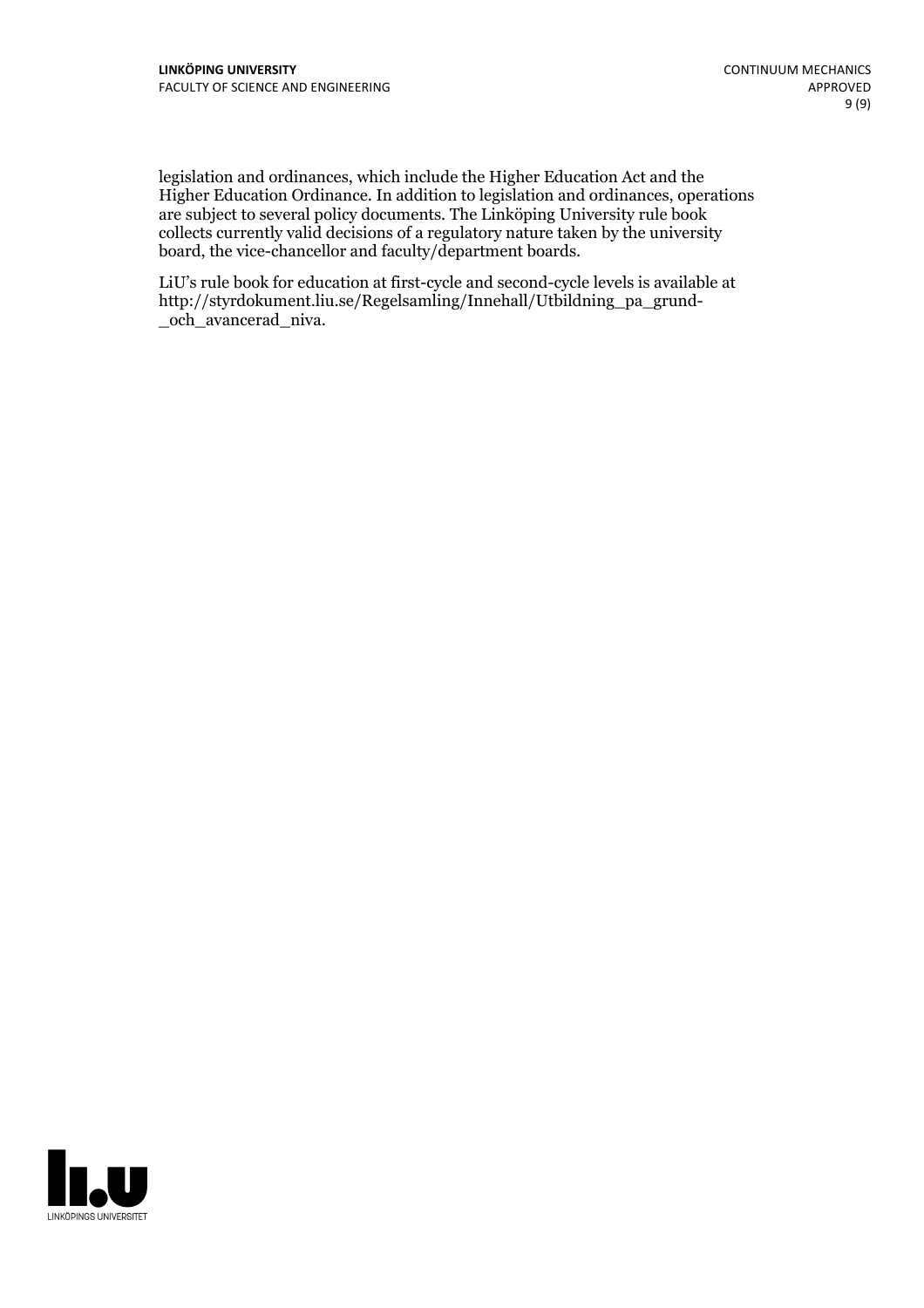legislation and ordinances, which include the Higher Education Act and the Higher Education Ordinance. In addition to legislation and ordinances, operations are subject to several policy documents. The Linköping University rule book collects currently valid decisions of a regulatory nature taken by the university board, the vice-chancellor and faculty/department boards.

LiU's rule book for education at first-cycle and second-cycle levels is available at http://styrdokument.liu.se/Regelsamling/Innehall/Utbildning_pa_grund-_och_avancerad_niva.